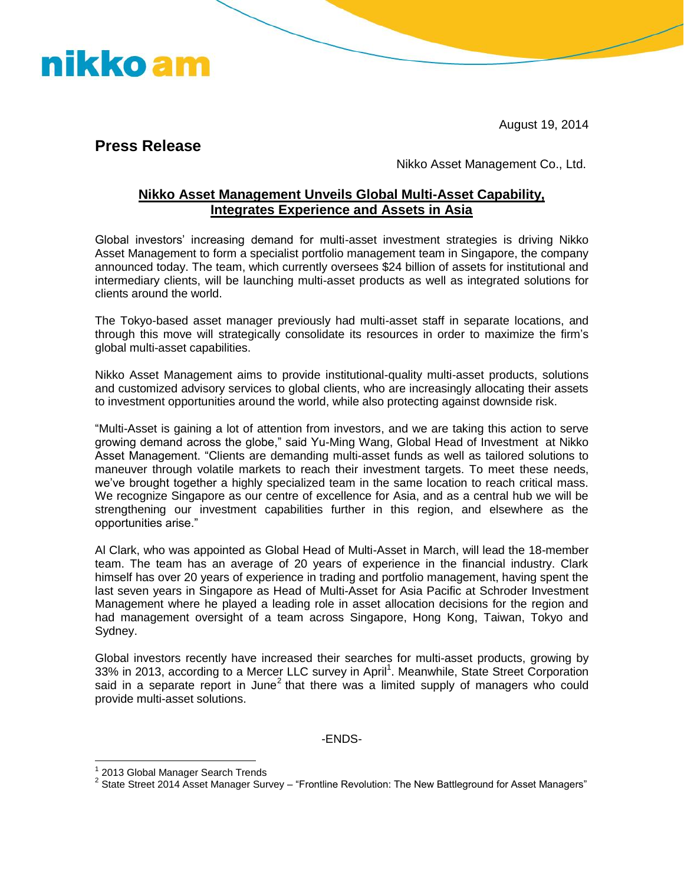nikko am

August 19, 2014

## Press Release

Nikko Asset Management Co., Ltd.

### Nikko Asset Management Unveils Global Multi-Asset Capability, Integrates Experience and Assets in Asia

Global investors' increasing demand for multi-asset investment strategies is driving Nikko Asset Management to form a specialist portfolio management team in Singapore, the company announced today. The team, which currently oversees $24 billion of assets for institutional and intermediary clients, will be launching multi-asset products as well as integrated solutions for clients around the world.

The Tokyo-based asset manager previously had multi-asset staff in separate locations, and through this move will strategically consolidate its resources in order to maximize the firm's global multi-asset capabilities.

Nikko Asset Management aims to provide institutional-quality multi-asset products, solutions and customized advisory services to global clients, who are increasingly allocating their assets to investment opportunities around the world, while also protecting against downside risk.

"Multi-Asset is gaining a lot of attention from investors, and we are taking this action to serve growing demand across the globe," said Yu-Ming Wang, Global Head of Investment at Nikko Asset Management. "Clients are demanding multi-asset funds as well as tailored solutions to maneuver through volatile markets to reach their investment targets. To meet these needs, we've brought together a highly specialized team in the same location to reach critical mass. We recognize Singapore as our centre of excellence for Asia, and as a central hub we will be strengthening our investment capabilities further in this region, and elsewhere as the opportunities arise."

Al Clark, who was appointed as Global Head of Multi-Asset in March, will lead the 18-member team. The team has an average of 20 years of experience in the financial industry. Clark himself has over 20 years of experience in trading and portfolio management, having spent the last seven years in Singapore as Head of Multi-Asset for Asia Pacific at Schroder Investment Management where he played a leading role in asset allocation decisions for the region and had management oversight of a team across Singapore, Hong Kong, Taiwan, Tokyo and Sydney.

Global investors recently have increased their searches for multi-asset products, growing by 33% in 2013, according to a Mercer LLC survey in April[1]. Meanwhile, State Street Corporation said in a separate report in June[2] that there was a limited supply of managers who could provide multi-asset solutions.

-ENDS-

[1] 2013 Global Manager Search Trends

[2] State Street 2014 Asset Manager Survey – "Frontline Revolution: The New Battleground for Asset Managers"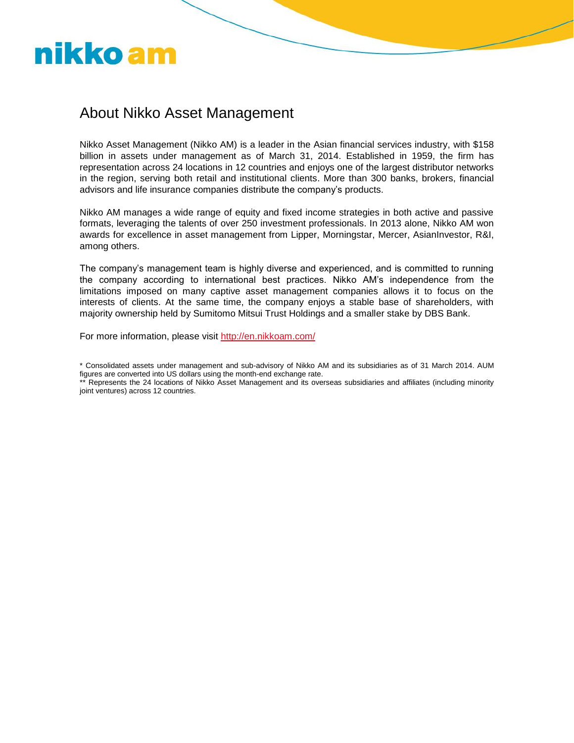# About Nikko Asset Management

Nikko Asset Management (Nikko AM) is a leader in the Asian financial services industry, with $158 billion in assets under management as of March 31, 2014. Established in 1959, the firm has representation across 24 locations in 12 countries and enjoys one of the largest distributor networks in the region, serving both retail and institutional clients. More than 300 banks, brokers, financial advisors and life insurance companies distribute the company's products.

Nikko AM manages a wide range of equity and fixed income strategies in both active and passive formats, leveraging the talents of over 250 investment professionals. In 2013 alone, Nikko AM won awards for excellence in asset management from Lipper, Morningstar, Mercer, AsianInvestor, R&I, among others.

The company's management team is highly diverse and experienced, and is committed to running the company according to international best practices. Nikko AM's independence from the limitations imposed on many captive asset management companies allows it to focus on the interests of clients. At the same time, the company enjoys a stable base of shareholders, with majority ownership held by Sumitomo Mitsui Trust Holdings and a smaller stake by DBS Bank.

For more information, please visit [http://en.nikkoam.com/](http://en.nikkoam.com/)

* Consolidated assets under management and sub-advisory of Nikko AM and its subsidiaries as of 31 March 2014. AUM figures are converted into US dollars using the month-end exchange rate.
** Represents the 24 locations of Nikko Asset Management and its overseas subsidiaries and affiliates (including minority joint ventures) across 12 countries.